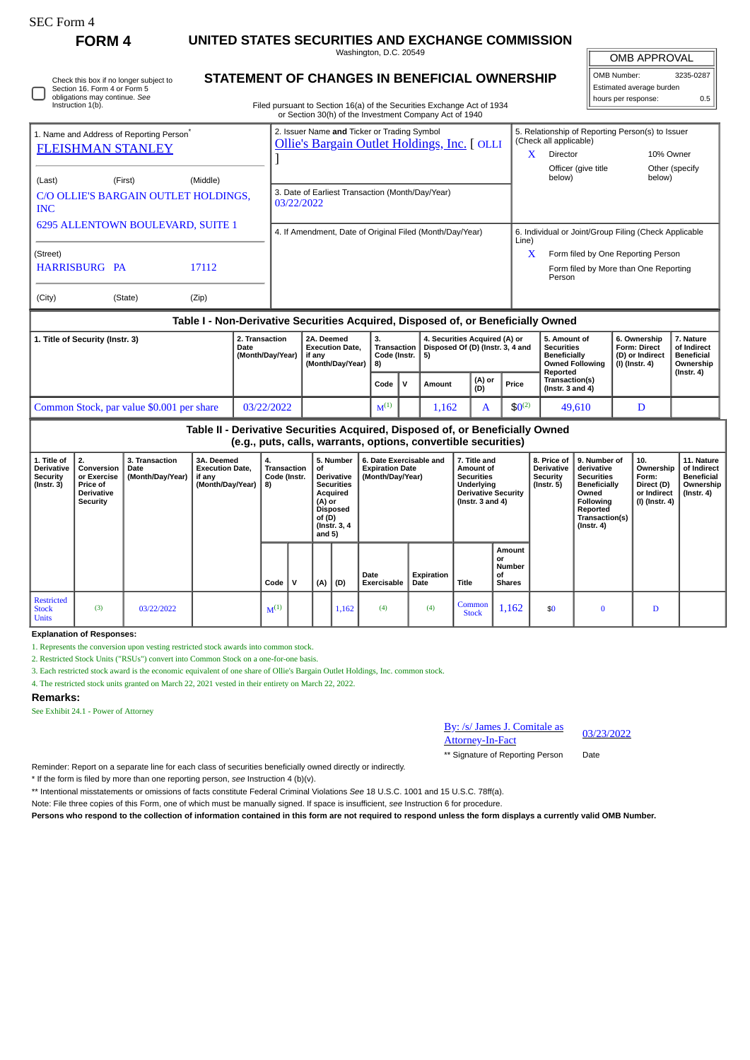SEC Form 4

# FORM 4

## UNITED STATES SECURITIES AND EXCHANGE COMMISSION

Washington, D.C. 20549

## STATEMENT OF CHANGES IN BENEFICIAL OWNERSHIP

Filed pursuant to Section 16(a) of the Securities Exchange Act of 1934 or Section 30(h) of the Investment Company Act of 1940

☐ Check this box if no longer subject to Section 16. Form 4 or Form 5 obligations may continue. *See* Instruction 1(b).

| OMB APPROVAL | |
|---|---|
| OMB Number: | 3235-0287 |
| Estimated average burden | |
| hours per response: | 0.5 |

1. Name and Address of Reporting Person*

FLEISHMAN STANLEY

(Last) (First) (Middle)

C/O OLLIE'S BARGAIN OUTLET HOLDINGS, INC

6295 ALLENTOWN BOULEVARD, SUITE 1

(Street)

HARRISBURG PA 17112

(City) (State) (Zip)

2. Issuer Name **and** Ticker or Trading Symbol

Ollie's Bargain Outlet Holdings, Inc. [ OLLI ]

3. Date of Earliest Transaction (Month/Day/Year)

03/22/2022

4. If Amendment, Date of Original Filed (Month/Day/Year)

5. Relationship of Reporting Person(s) to Issuer (Check all applicable)

X Director

10% Owner

Officer (give title below)

Other (specify below)

6. Individual or Joint/Group Filing (Check Applicable Line)

X Form filed by One Reporting Person

Form filed by More than One Reporting Person

### Table I - Non-Derivative Securities Acquired, Disposed of, or Beneficially Owned

| 1. Title of Security (Instr. 3) | 2. Transaction Date (Month/Day/Year) | 2A. Deemed Execution Date, if any (Month/Day/Year) | 3. Transaction Code (Instr. 8) | | 4. Securities Acquired (A) or Disposed Of (D) (Instr. 3, 4 and 5) | | | 5. Amount of Securities Beneficially Owned Following Reported Transaction(s) (Instr. 3 and 4) | 6. Ownership Form: Direct (D) or Indirect (I) (Instr. 4) | 7. Nature of Indirect Beneficial Ownership (Instr. 4) |
|---|---|---|---|---|---|---|---|---|---|---|
| | | | Code | V | Amount | (A) or (D) | Price | | | |
| Common Stock, par value $0.001 per share | 03/22/2022 | | M[1] | | 1,162 | A | $0[2] | 49,610 | D | |

### Table II - Derivative Securities Acquired, Disposed of, or Beneficially Owned (e.g., puts, calls, warrants, options, convertible securities)

| 1. Title of Derivative Security (Instr. 3) | 2. Conversion or Exercise Price of Derivative Security | 3. Transaction Date (Month/Day/Year) | 3A. Deemed Execution Date, if any (Month/Day/Year) | 4. Transaction Code (Instr. 8) | | 5. Number of Derivative Securities Acquired (A) or Disposed of (D) (Instr. 3, 4 and 5) | | 6. Date Exercisable and Expiration Date (Month/Day/Year) | | 7. Title and Amount of Securities Underlying Derivative Security (Instr. 3 and 4) | | 8. Price of Derivative Security (Instr. 5) | 9. Number of derivative Securities Beneficially Owned Following Reported Transaction(s) (Instr. 4) | 10. Ownership Form: Direct (D) or Indirect (I) (Instr. 4) | 11. Nature of Indirect Beneficial Ownership (Instr. 4) |
|---|---|---|---|---|---|---|---|---|---|---|---|---|---|---|---|
| | | | | Code | V | (A) | (D) | Date Exercisable | Expiration Date | Title | Amount or Number of Shares | | | | |
| Restricted Stock Units | (3) | 03/22/2022 | | M[1] | | | 1,162 | (4) | (4) | Common Stock | 1,162 | $0 | 0 | D | |

**Explanation of Responses:**

1. Represents the conversion upon vesting restricted stock awards into common stock.
2. Restricted Stock Units ("RSUs") convert into Common Stock on a one-for-one basis.
3. Each restricted stock award is the economic equivalent of one share of Ollie's Bargain Outlet Holdings, Inc. common stock.
4. The restricted stock units granted on March 22, 2021 vested in their entirety on March 22, 2022.

**Remarks:**

See Exhibit 24.1 - Power of Attorney

By: /s/ James J. Comitale as Attorney-In-Fact 03/23/2022

** Signature of Reporting Person Date

Reminder: Report on a separate line for each class of securities beneficially owned directly or indirectly.

\* If the form is filed by more than one reporting person, *see* Instruction 4 (b)(v).

\** Intentional misstatements or omissions of facts constitute Federal Criminal Violations *See* 18 U.S.C. 1001 and 15 U.S.C. 78ff(a).

Note: File three copies of this Form, one of which must be manually signed. If space is insufficient, *see* Instruction 6 for procedure.

**Persons who respond to the collection of information contained in this form are not required to respond unless the form displays a currently valid OMB Number.**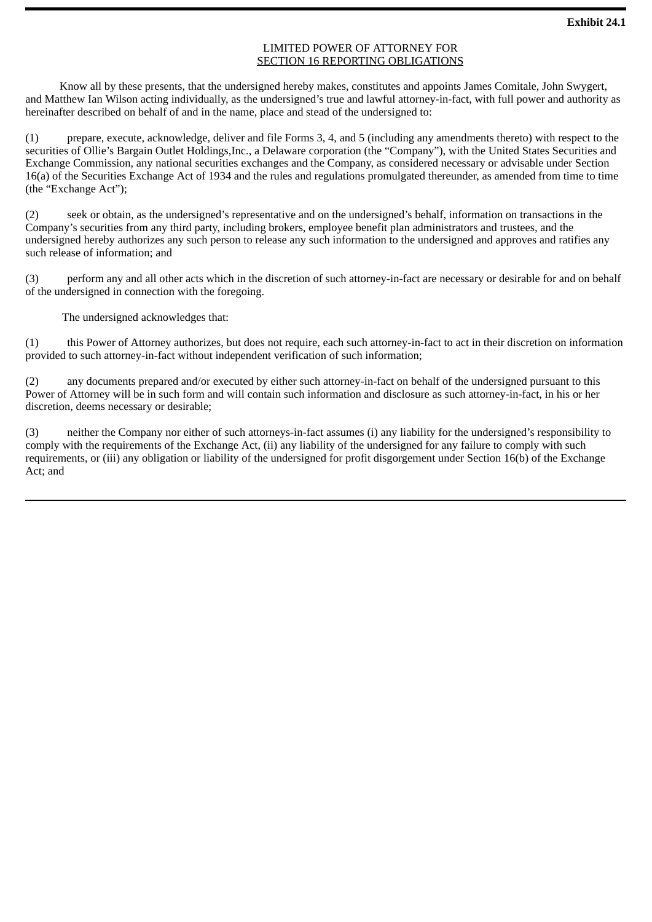**Exhibit 24.1**

LIMITED POWER OF ATTORNEY FOR
SECTION 16 REPORTING OBLIGATIONS

Know all by these presents, that the undersigned hereby makes, constitutes and appoints James Comitale, John Swygert, and Matthew Ian Wilson acting individually, as the undersigned's true and lawful attorney-in-fact, with full power and authority as hereinafter described on behalf of and in the name, place and stead of the undersigned to:

(1) prepare, execute, acknowledge, deliver and file Forms 3, 4, and 5 (including any amendments thereto) with respect to the securities of Ollie's Bargain Outlet Holdings,Inc., a Delaware corporation (the "Company"), with the United States Securities and Exchange Commission, any national securities exchanges and the Company, as considered necessary or advisable under Section 16(a) of the Securities Exchange Act of 1934 and the rules and regulations promulgated thereunder, as amended from time to time (the "Exchange Act");

(2) seek or obtain, as the undersigned's representative and on the undersigned's behalf, information on transactions in the Company's securities from any third party, including brokers, employee benefit plan administrators and trustees, and the undersigned hereby authorizes any such person to release any such information to the undersigned and approves and ratifies any such release of information; and

(3) perform any and all other acts which in the discretion of such attorney-in-fact are necessary or desirable for and on behalf of the undersigned in connection with the foregoing.

The undersigned acknowledges that:

(1) this Power of Attorney authorizes, but does not require, each such attorney-in-fact to act in their discretion on information provided to such attorney-in-fact without independent verification of such information;

(2) any documents prepared and/or executed by either such attorney-in-fact on behalf of the undersigned pursuant to this Power of Attorney will be in such form and will contain such information and disclosure as such attorney-in-fact, in his or her discretion, deems necessary or desirable;

(3) neither the Company nor either of such attorneys-in-fact assumes (i) any liability for the undersigned's responsibility to comply with the requirements of the Exchange Act, (ii) any liability of the undersigned for any failure to comply with such requirements, or (iii) any obligation or liability of the undersigned for profit disgorgement under Section 16(b) of the Exchange Act; and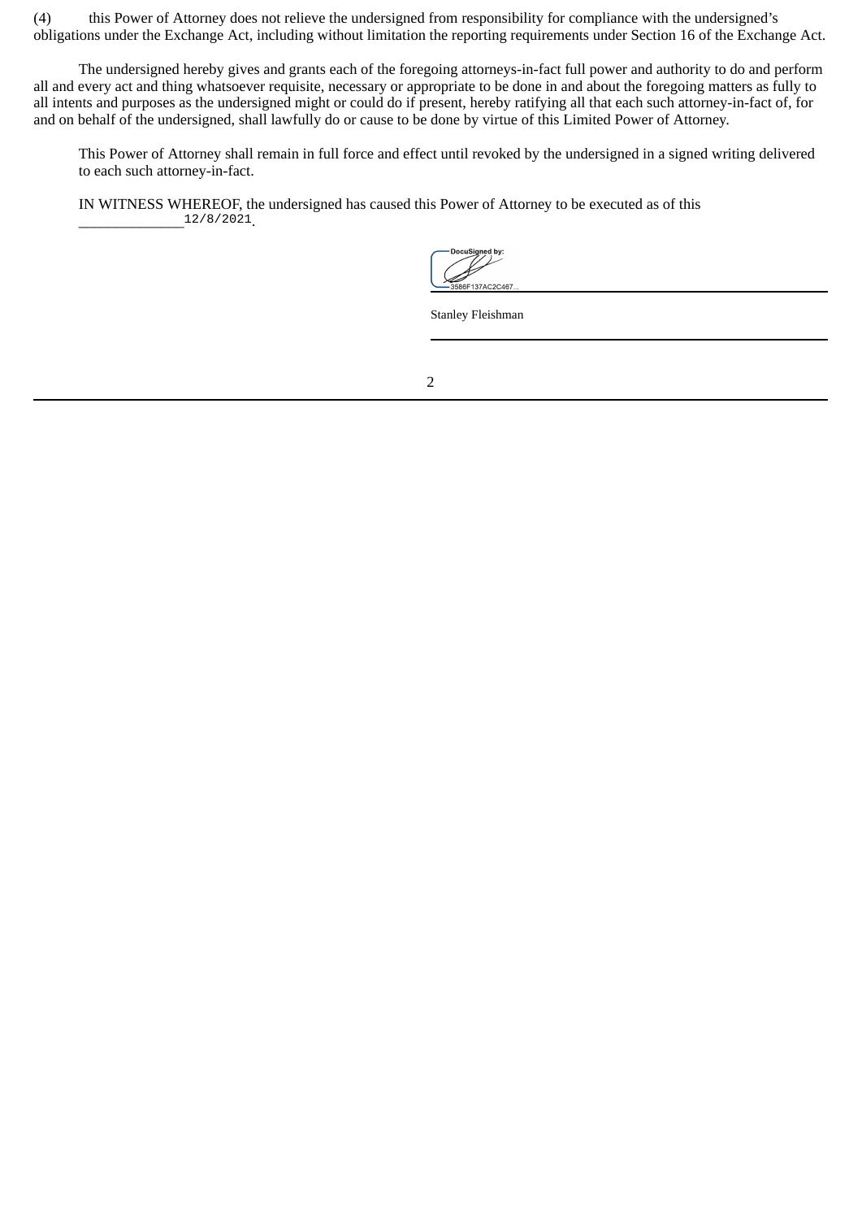(4) this Power of Attorney does not relieve the undersigned from responsibility for compliance with the undersigned's obligations under the Exchange Act, including without limitation the reporting requirements under Section 16 of the Exchange Act.

The undersigned hereby gives and grants each of the foregoing attorneys-in-fact full power and authority to do and perform all and every act and thing whatsoever requisite, necessary or appropriate to be done in and about the foregoing matters as fully to all intents and purposes as the undersigned might or could do if present, hereby ratifying all that each such attorney-in-fact of, for and on behalf of the undersigned, shall lawfully do or cause to be done by virtue of this Limited Power of Attorney.

This Power of Attorney shall remain in full force and effect until revoked by the undersigned in a signed writing delivered to each such attorney-in-fact.

IN WITNESS WHEREOF, the undersigned has caused this Power of Attorney to be executed as of this 12/8/2021.

DocuSigned by:

3586F137AC2C467...

Stanley Fleishman